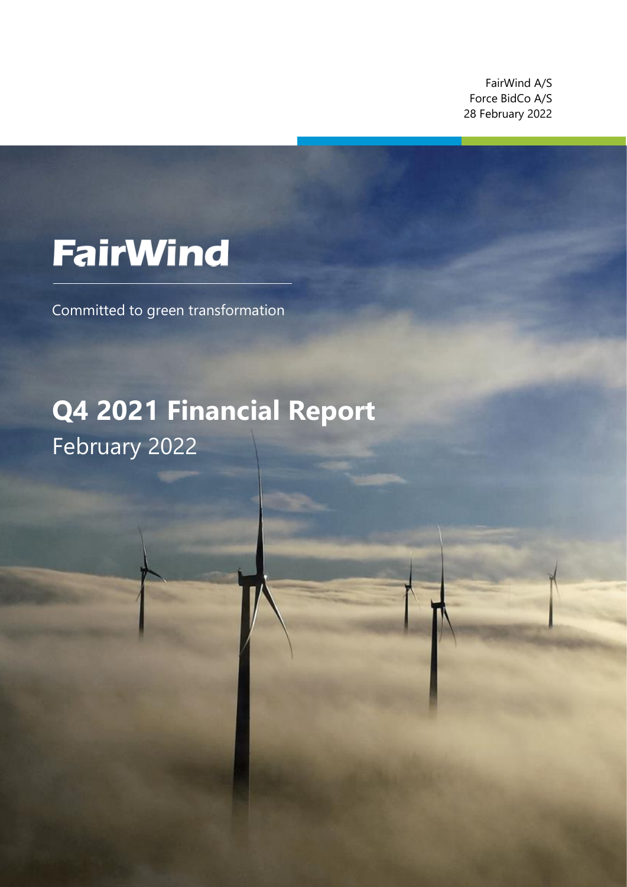FairWind A/S
Force BidCo A/S
28 February 2022

# FairWind

Committed to green transformation

# Q4 2021 Financial Report

February 2022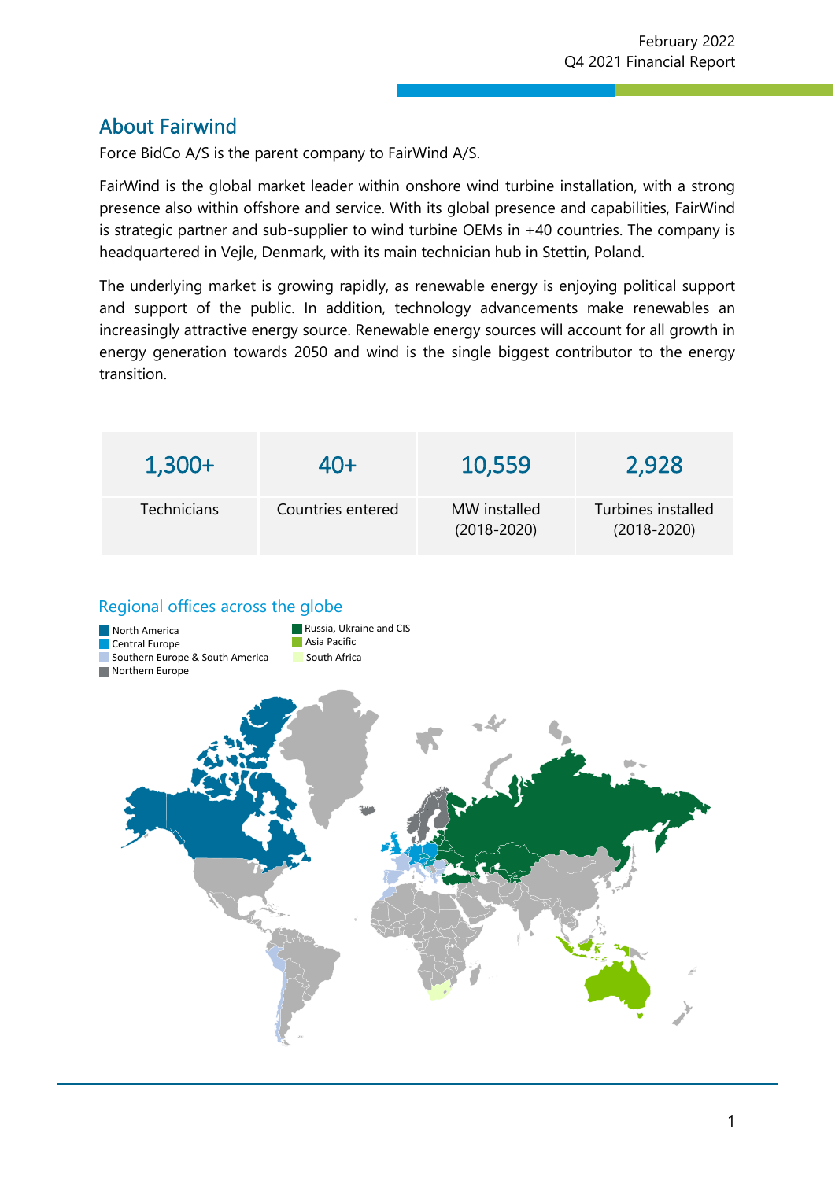## About Fairwind

Force BidCo A/S is the parent company to FairWind A/S.

FairWind is the global market leader within onshore wind turbine installation, with a strong presence also within offshore and service. With its global presence and capabilities, FairWind is strategic partner and sub-supplier to wind turbine OEMs in +40 countries. The company is headquartered in Vejle, Denmark, with its main technician hub in Stettin, Poland.

The underlying market is growing rapidly, as renewable energy is enjoying political support and support of the public. In addition, technology advancements make renewables an increasingly attractive energy source. Renewable energy sources will account for all growth in energy generation towards 2050 and wind is the single biggest contributor to the energy transition.

| 1,300+ | 40+ | 10,559 | 2,928 |
|---|---|---|---|
| Technicians | Countries entered | MW installed (2018-2020) | Turbines installed (2018-2020) |

### Regional offices across the globe

- North America
- Central Europe
- Southern Europe & South America
- Northern Europe
- Russia, Ukraine and CIS
- Asia Pacific
- South Africa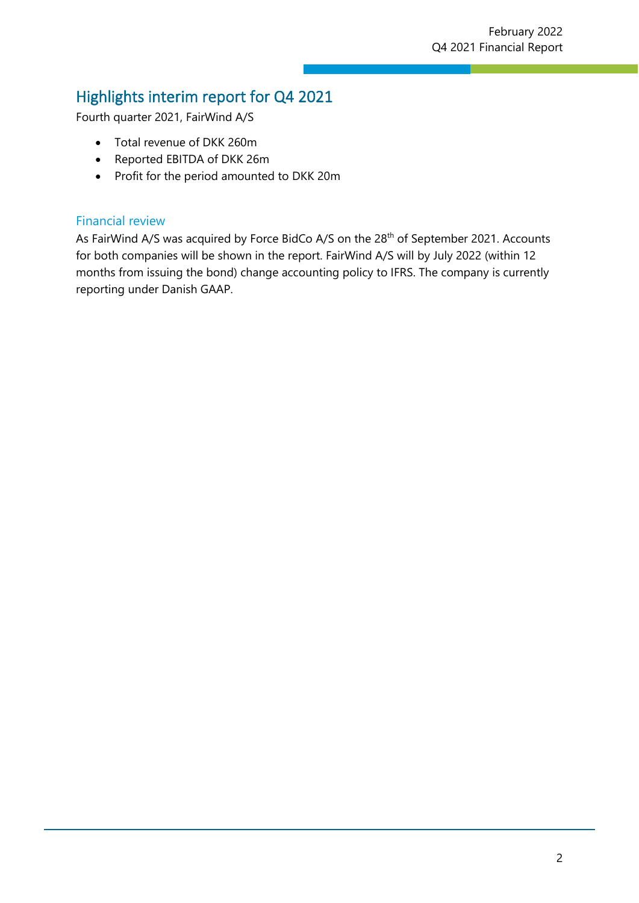## Highlights interim report for Q4 2021

Fourth quarter 2021, FairWind A/S

- Total revenue of DKK 260m
- Reported EBITDA of DKK 26m
- Profit for the period amounted to DKK 20m

### Financial review

As FairWind A/S was acquired by Force BidCo A/S on the 28th of September 2021. Accounts for both companies will be shown in the report. FairWind A/S will by July 2022 (within 12 months from issuing the bond) change accounting policy to IFRS. The company is currently reporting under Danish GAAP.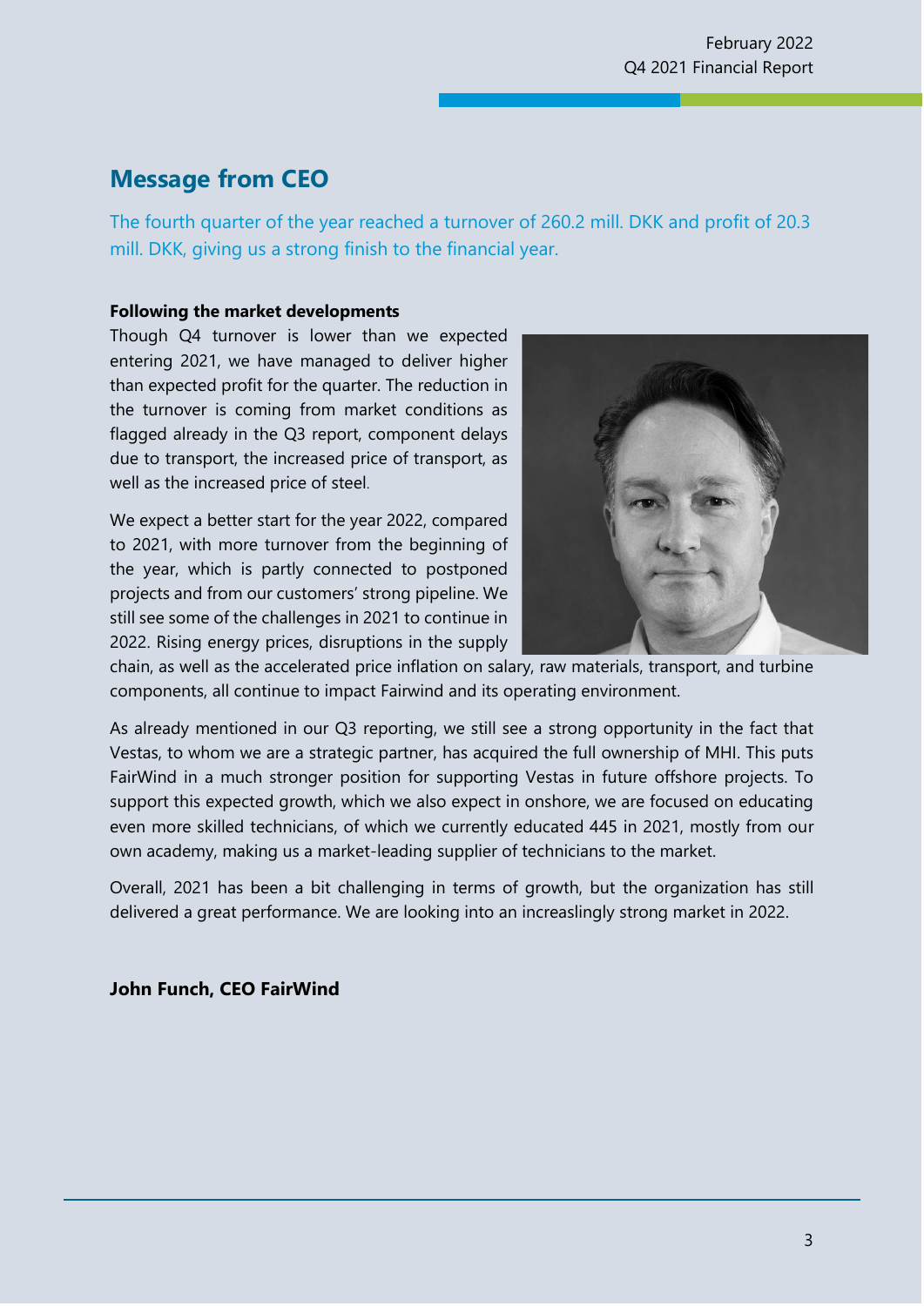## Message from CEO

The fourth quarter of the year reached a turnover of 260.2 mill. DKK and profit of 20.3 mill. DKK, giving us a strong finish to the financial year.

**Following the market developments**

Though Q4 turnover is lower than we expected entering 2021, we have managed to deliver higher than expected profit for the quarter. The reduction in the turnover is coming from market conditions as flagged already in the Q3 report, component delays due to transport, the increased price of transport, as well as the increased price of steel.

We expect a better start for the year 2022, compared to 2021, with more turnover from the beginning of the year, which is partly connected to postponed projects and from our customers' strong pipeline. We still see some of the challenges in 2021 to continue in 2022. Rising energy prices, disruptions in the supply chain, as well as the accelerated price inflation on salary, raw materials, transport, and turbine components, all continue to impact Fairwind and its operating environment.

As already mentioned in our Q3 reporting, we still see a strong opportunity in the fact that Vestas, to whom we are a strategic partner, has acquired the full ownership of MHI. This puts FairWind in a much stronger position for supporting Vestas in future offshore projects. To support this expected growth, which we also expect in onshore, we are focused on educating even more skilled technicians, of which we currently educated 445 in 2021, mostly from our own academy, making us a market-leading supplier of technicians to the market.

Overall, 2021 has been a bit challenging in terms of growth, but the organization has still delivered a great performance. We are looking into an increaslingly strong market in 2022.

**John Funch, CEO FairWind**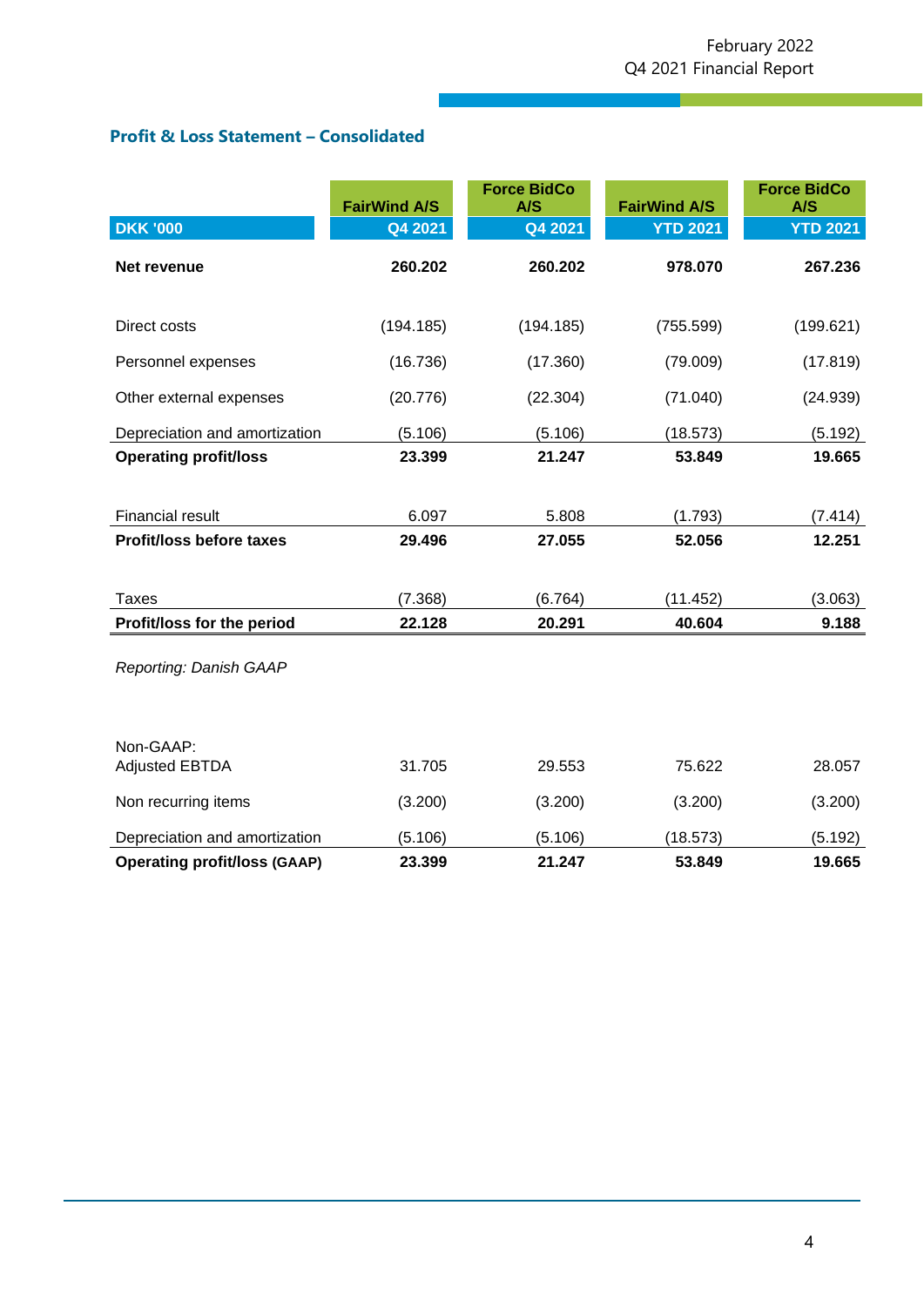## Profit & Loss Statement – Consolidated

| DKK '000 | FairWind A/S Q4 2021 | Force BidCo A/S Q4 2021 | FairWind A/S YTD 2021 | Force BidCo A/S YTD 2021 |
|---|---|---|---|---|
| **Net revenue** | **260.202** | **260.202** | **978.070** | **267.236** |
| Direct costs | (194.185) | (194.185) | (755.599) | (199.621) |
| Personnel expenses | (16.736) | (17.360) | (79.009) | (17.819) |
| Other external expenses | (20.776) | (22.304) | (71.040) | (24.939) |
| Depreciation and amortization | (5.106) | (5.106) | (18.573) | (5.192) |
| **Operating profit/loss** | **23.399** | **21.247** | **53.849** | **19.665** |
| Financial result | 6.097 | 5.808 | (1.793) | (7.414) |
| **Profit/loss before taxes** | **29.496** | **27.055** | **52.056** | **12.251** |
| Taxes | (7.368) | (6.764) | (11.452) | (3.063) |
| **Profit/loss for the period** | **22.128** | **20.291** | **40.604** | **9.188** |

*Reporting: Danish GAAP*

| Non-GAAP: | | | | |
|---|---|---|---|---|
| Adjusted EBTDA | 31.705 | 29.553 | 75.622 | 28.057 |
| Non recurring items | (3.200) | (3.200) | (3.200) | (3.200) |
| Depreciation and amortization | (5.106) | (5.106) | (18.573) | (5.192) |
| **Operating profit/loss (GAAP)** | **23.399** | **21.247** | **53.849** | **19.665** |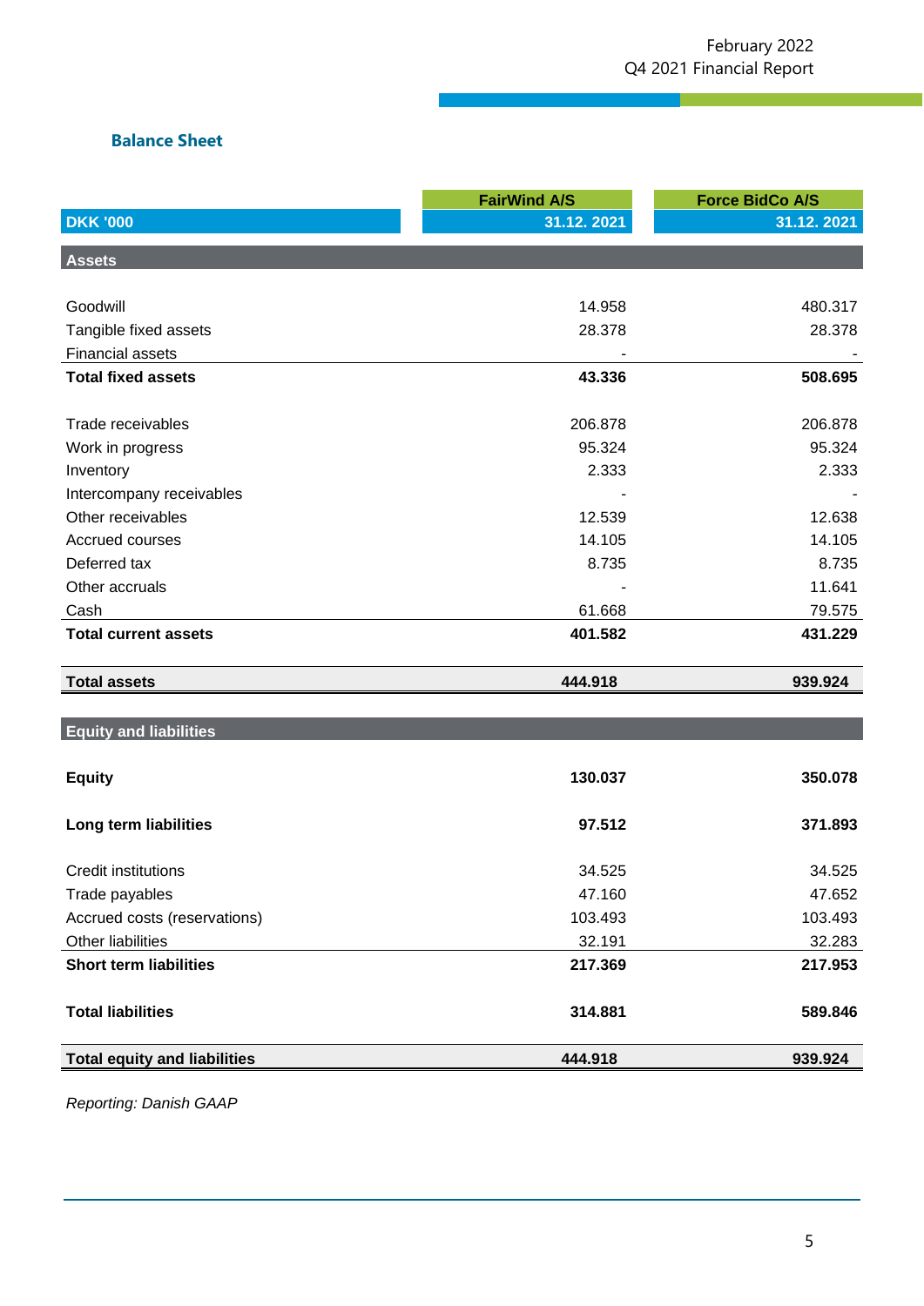## Balance Sheet

| DKK '000 | FairWind A/S 31.12. 2021 | Force BidCo A/S 31.12. 2021 |
|---|---|---|
| **Assets** | | |
| Goodwill | 14.958 | 480.317 |
| Tangible fixed assets | 28.378 | 28.378 |
| Financial assets | - | - |
| **Total fixed assets** | **43.336** | **508.695** |
| Trade receivables | 206.878 | 206.878 |
| Work in progress | 95.324 | 95.324 |
| Inventory | 2.333 | 2.333 |
| Intercompany receivables | - | - |
| Other receivables | 12.539 | 12.638 |
| Accrued courses | 14.105 | 14.105 |
| Deferred tax | 8.735 | 8.735 |
| Other accruals | - | 11.641 |
| Cash | 61.668 | 79.575 |
| **Total current assets** | **401.582** | **431.229** |
| **Total assets** | **444.918** | **939.924** |
| **Equity and liabilities** | | |
| **Equity** | **130.037** | **350.078** |
| **Long term liabilities** | **97.512** | **371.893** |
| Credit institutions | 34.525 | 34.525 |
| Trade payables | 47.160 | 47.652 |
| Accrued costs (reservations) | 103.493 | 103.493 |
| Other liabilities | 32.191 | 32.283 |
| **Short term liabilities** | **217.369** | **217.953** |
| **Total liabilities** | **314.881** | **589.846** |
| **Total equity and liabilities** | **444.918** | **939.924** |

*Reporting: Danish GAAP*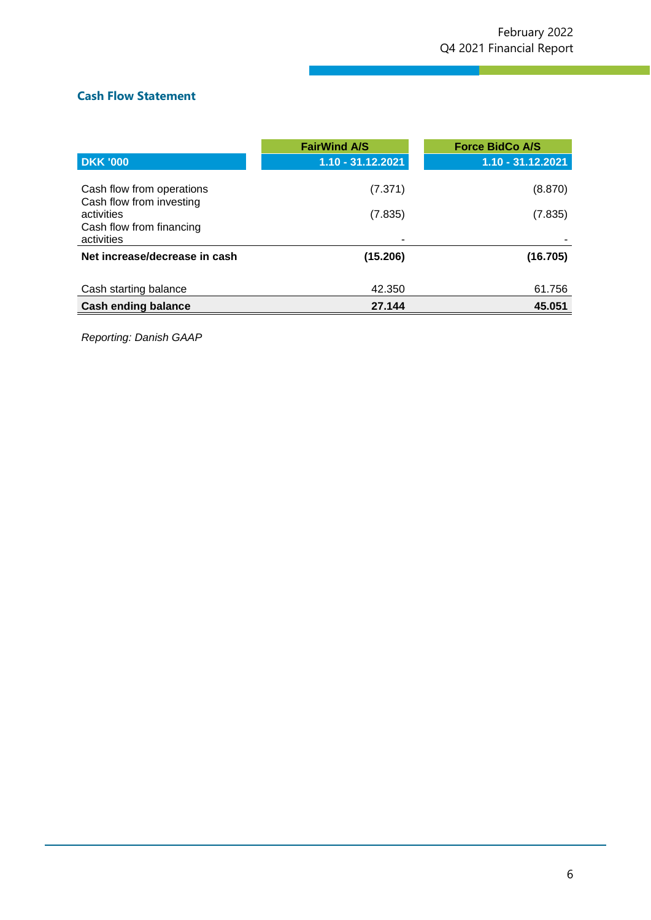## Cash Flow Statement

| DKK '000 | FairWind A/S<br>1.10 - 31.12.2021 | Force BidCo A/S<br>1.10 - 31.12.2021 |
|---|---|---|
| Cash flow from operations | (7.371) | (8.870) |
| Cash flow from investing activities | (7.835) | (7.835) |
| Cash flow from financing activities | - | - |
| **Net increase/decrease in cash** | **(15.206)** | **(16.705)** |
| Cash starting balance | 42.350 | 61.756 |
| **Cash ending balance** | **27.144** | **45.051** |

*Reporting: Danish GAAP*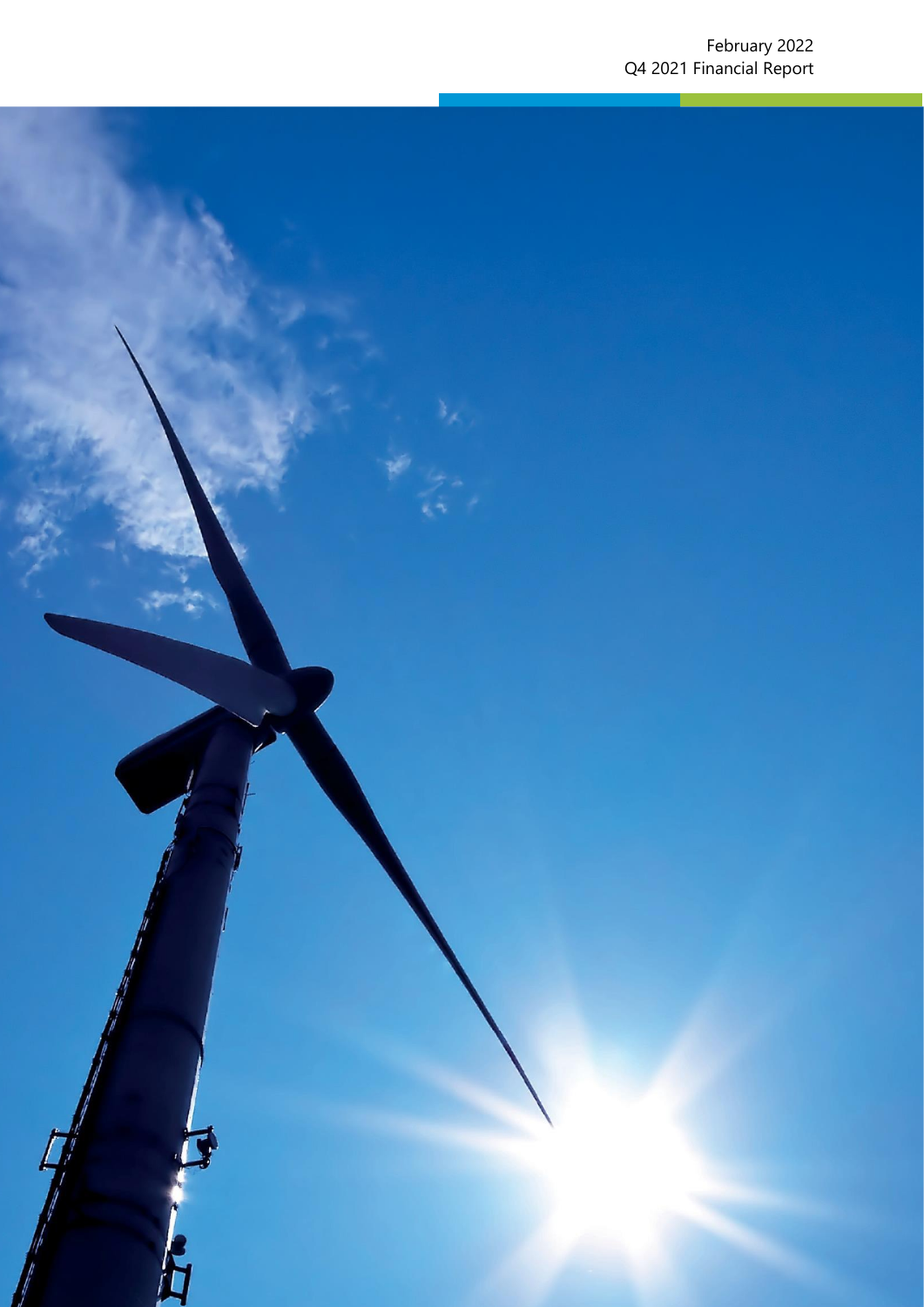February 2022
Q4 2021 Financial Report